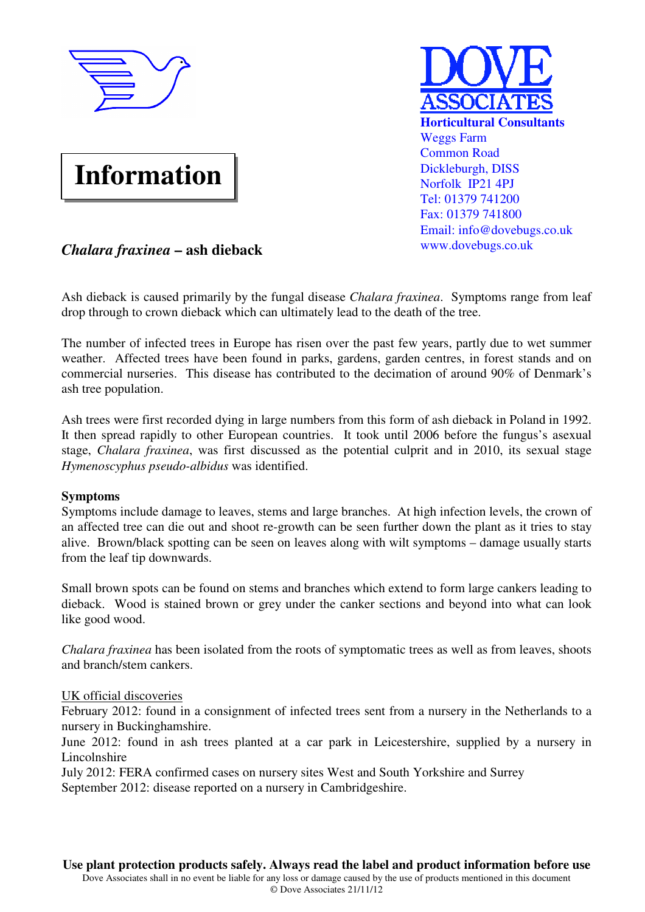DOVE ASSOCIATES

**Horticultural Consultants**
Weggs Farm
Common Road
Dickleburgh, DISS
Norfolk IP21 4PJ
Tel: 01379 741200
Fax: 01379 741800
Email: info@dovebugs.co.uk
www.dovebugs.co.uk

# Information

## *Chalara fraxinea* – ash dieback

Ash dieback is caused primarily by the fungal disease *Chalara fraxinea*. Symptoms range from leaf drop through to crown dieback which can ultimately lead to the death of the tree.

The number of infected trees in Europe has risen over the past few years, partly due to wet summer weather. Affected trees have been found in parks, gardens, garden centres, in forest stands and on commercial nurseries. This disease has contributed to the decimation of around 90% of Denmark's ash tree population.

Ash trees were first recorded dying in large numbers from this form of ash dieback in Poland in 1992. It then spread rapidly to other European countries. It took until 2006 before the fungus's asexual stage, *Chalara fraxinea*, was first discussed as the potential culprit and in 2010, its sexual stage *Hymenoscyphus pseudo-albidus* was identified.

**Symptoms**

Symptoms include damage to leaves, stems and large branches. At high infection levels, the crown of an affected tree can die out and shoot re-growth can be seen further down the plant as it tries to stay alive. Brown/black spotting can be seen on leaves along with wilt symptoms – damage usually starts from the leaf tip downwards.

Small brown spots can be found on stems and branches which extend to form large cankers leading to dieback. Wood is stained brown or grey under the canker sections and beyond into what can look like good wood.

*Chalara fraxinea* has been isolated from the roots of symptomatic trees as well as from leaves, shoots and branch/stem cankers.

<u>UK official discoveries</u>

February 2012: found in a consignment of infected trees sent from a nursery in the Netherlands to a nursery in Buckinghamshire.
June 2012: found in ash trees planted at a car park in Leicestershire, supplied by a nursery in Lincolnshire
July 2012: FERA confirmed cases on nursery sites West and South Yorkshire and Surrey
September 2012: disease reported on a nursery in Cambridgeshire.

**Use plant protection products safely. Always read the label and product information before use**

Dove Associates shall in no event be liable for any loss or damage caused by the use of products mentioned in this document

© Dove Associates 21/11/12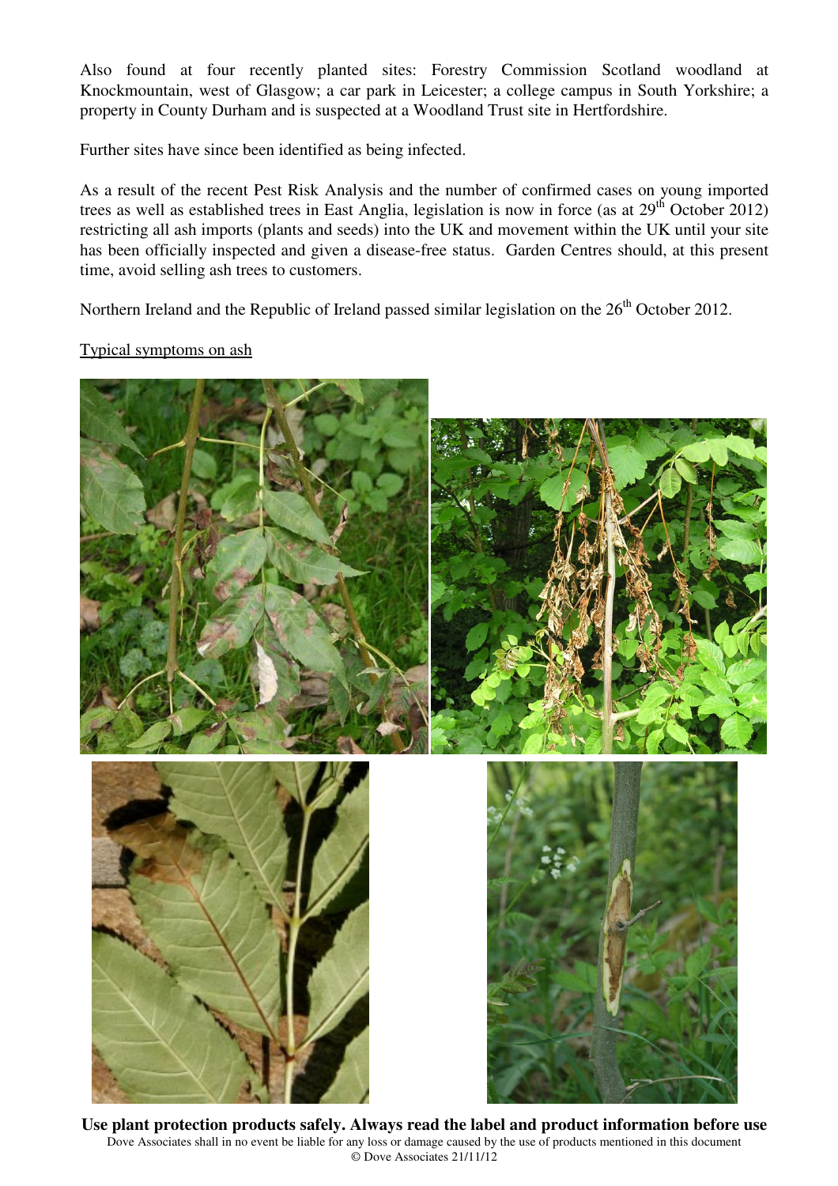Also found at four recently planted sites: Forestry Commission Scotland woodland at Knockmountain, west of Glasgow; a car park in Leicester; a college campus in South Yorkshire; a property in County Durham and is suspected at a Woodland Trust site in Hertfordshire.

Further sites have since been identified as being infected.

As a result of the recent Pest Risk Analysis and the number of confirmed cases on young imported trees as well as established trees in East Anglia, legislation is now in force (as at 29th October 2012) restricting all ash imports (plants and seeds) into the UK and movement within the UK until your site has been officially inspected and given a disease-free status. Garden Centres should, at this present time, avoid selling ash trees to customers.

Northern Ireland and the Republic of Ireland passed similar legislation on the 26th October 2012.

<u>Typical symptoms on ash</u>

**Use plant protection products safely. Always read the label and product information before use**

Dove Associates shall in no event be liable for any loss or damage caused by the use of products mentioned in this document

© Dove Associates 21/11/12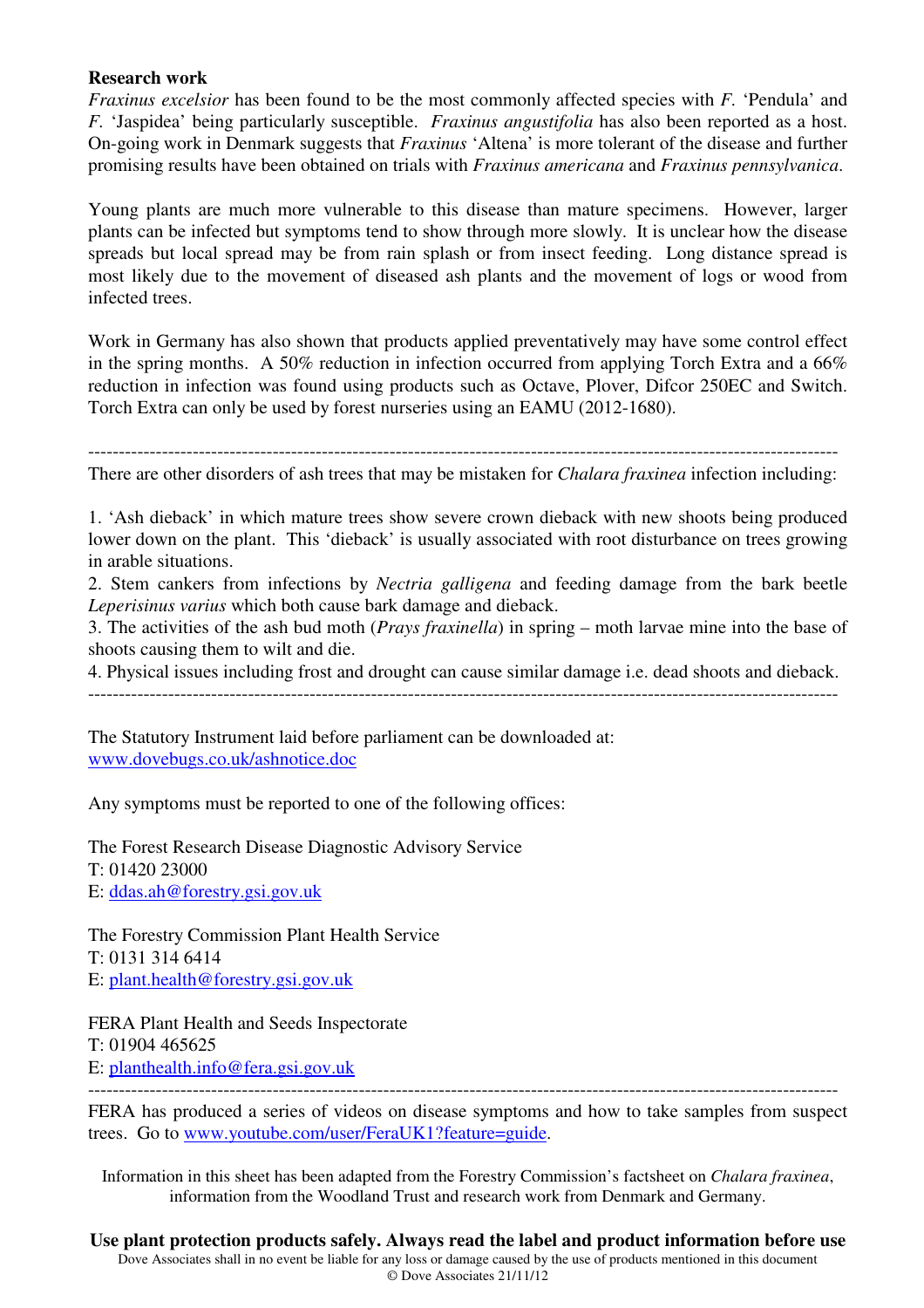**Research work**

*Fraxinus excelsior* has been found to be the most commonly affected species with *F.* 'Pendula' and *F.* 'Jaspidea' being particularly susceptible. *Fraxinus angustifolia* has also been reported as a host. On-going work in Denmark suggests that *Fraxinus* 'Altena' is more tolerant of the disease and further promising results have been obtained on trials with *Fraxinus americana* and *Fraxinus pennsylvanica*.

Young plants are much more vulnerable to this disease than mature specimens. However, larger plants can be infected but symptoms tend to show through more slowly. It is unclear how the disease spreads but local spread may be from rain splash or from insect feeding. Long distance spread is most likely due to the movement of diseased ash plants and the movement of logs or wood from infected trees.

Work in Germany has also shown that products applied preventatively may have some control effect in the spring months. A 50% reduction in infection occurred from applying Torch Extra and a 66% reduction in infection was found using products such as Octave, Plover, Difcor 250EC and Switch. Torch Extra can only be used by forest nurseries using an EAMU (2012-1680).

---

There are other disorders of ash trees that may be mistaken for *Chalara fraxinea* infection including:

1. 'Ash dieback' in which mature trees show severe crown dieback with new shoots being produced lower down on the plant. This 'dieback' is usually associated with root disturbance on trees growing in arable situations.
2. Stem cankers from infections by *Nectria galligena* and feeding damage from the bark beetle *Leperisinus varius* which both cause bark damage and dieback.
3. The activities of the ash bud moth (*Prays fraxinella*) in spring – moth larvae mine into the base of shoots causing them to wilt and die.
4. Physical issues including frost and drought can cause similar damage i.e. dead shoots and dieback.

---

The Statutory Instrument laid before parliament can be downloaded at:
www.dovebugs.co.uk/ashnotice.doc

Any symptoms must be reported to one of the following offices:

The Forest Research Disease Diagnostic Advisory Service
T: 01420 23000
E: ddas.ah@forestry.gsi.gov.uk

The Forestry Commission Plant Health Service
T: 0131 314 6414
E: plant.health@forestry.gsi.gov.uk

FERA Plant Health and Seeds Inspectorate
T: 01904 465625
E: planthealth.info@fera.gsi.gov.uk

---

FERA has produced a series of videos on disease symptoms and how to take samples from suspect trees. Go to www.youtube.com/user/FeraUK1?feature=guide.

Information in this sheet has been adapted from the Forestry Commission's factsheet on *Chalara fraxinea*, information from the Woodland Trust and research work from Denmark and Germany.

**Use plant protection products safely. Always read the label and product information before use**

Dove Associates shall in no event be liable for any loss or damage caused by the use of products mentioned in this document

© Dove Associates 21/11/12